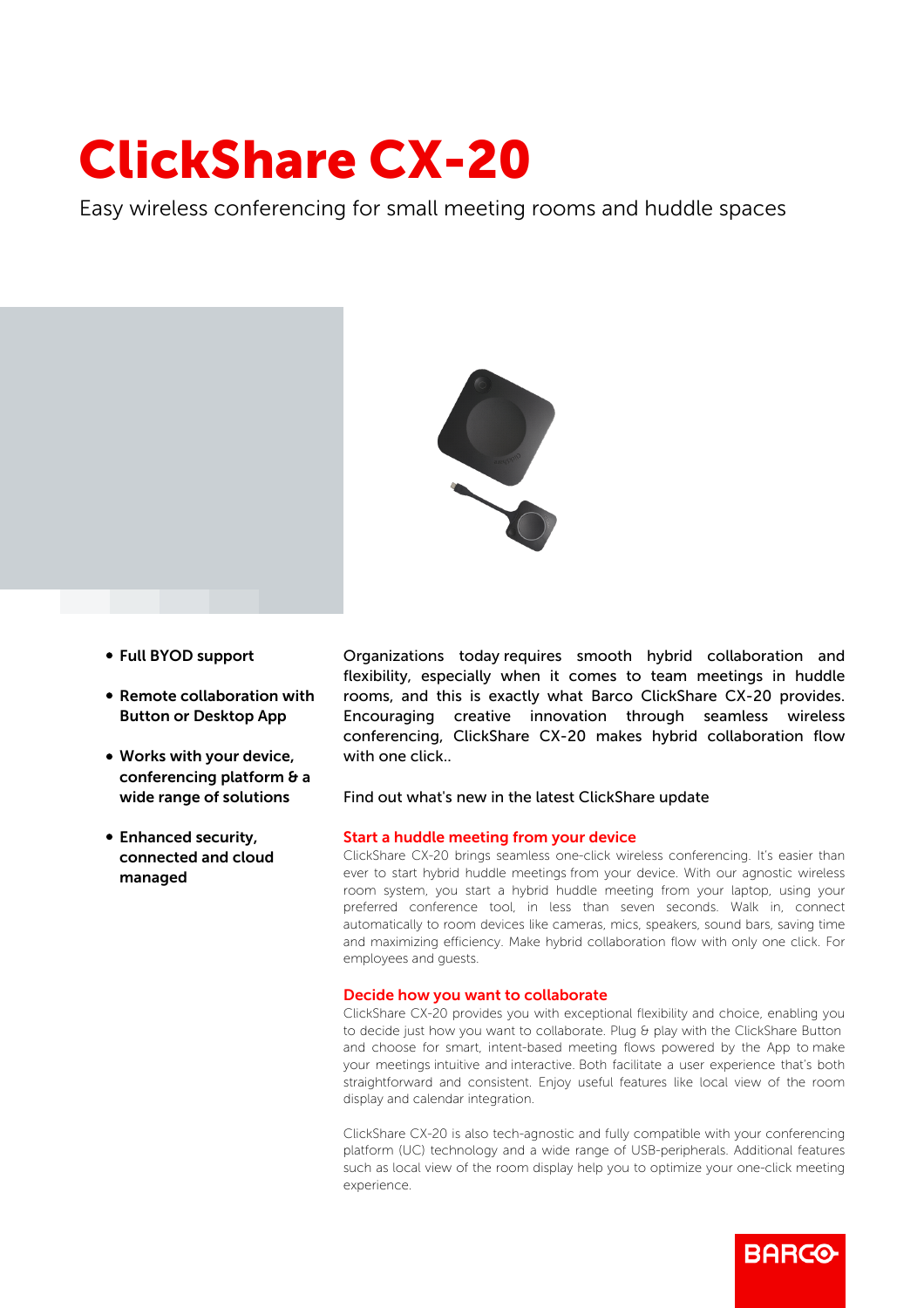# ClickShare CX-20

Easy wireless conferencing for small meeting rooms and huddle spaces

- **Full BYOD support**
- **Remote collaboration with Button or Desktop App**
- **Works with your device, conferencing platform & a wide range of solutions**
- **Enhanced security, connected and cloud managed**

Organizations today requires smooth hybrid collaboration and flexibility, especially when it comes to team meetings in huddle rooms, and this is exactly what Barco ClickShare CX-20 provides. Encouraging creative innovation through seamless wireless conferencing, ClickShare CX-20 makes hybrid collaboration flow with one click..

Find out what's new in the latest ClickShare update

## Start a huddle meeting from your device

ClickShare CX-20 brings seamless one-click wireless conferencing. It's easier than ever to start hybrid huddle meetings from your device. With our agnostic wireless room system, you start a hybrid huddle meeting from your laptop, using your preferred conference tool, in less than seven seconds. Walk in, connect automatically to room devices like cameras, mics, speakers, sound bars, saving time and maximizing efficiency. Make hybrid collaboration flow with only one click. For employees and guests.

## Decide how you want to collaborate

ClickShare CX-20 provides you with exceptional flexibility and choice, enabling you to decide just how you want to collaborate. Plug & play with the ClickShare Button and choose for smart, intent-based meeting flows powered by the App to make your meetings intuitive and interactive. Both facilitate a user experience that's both straightforward and consistent. Enjoy useful features like local view of the room display and calendar integration.

ClickShare CX-20 is also tech-agnostic and fully compatible with your conferencing platform (UC) technology and a wide range of USB-peripherals. Additional features such as local view of the room display help you to optimize your one-click meeting experience.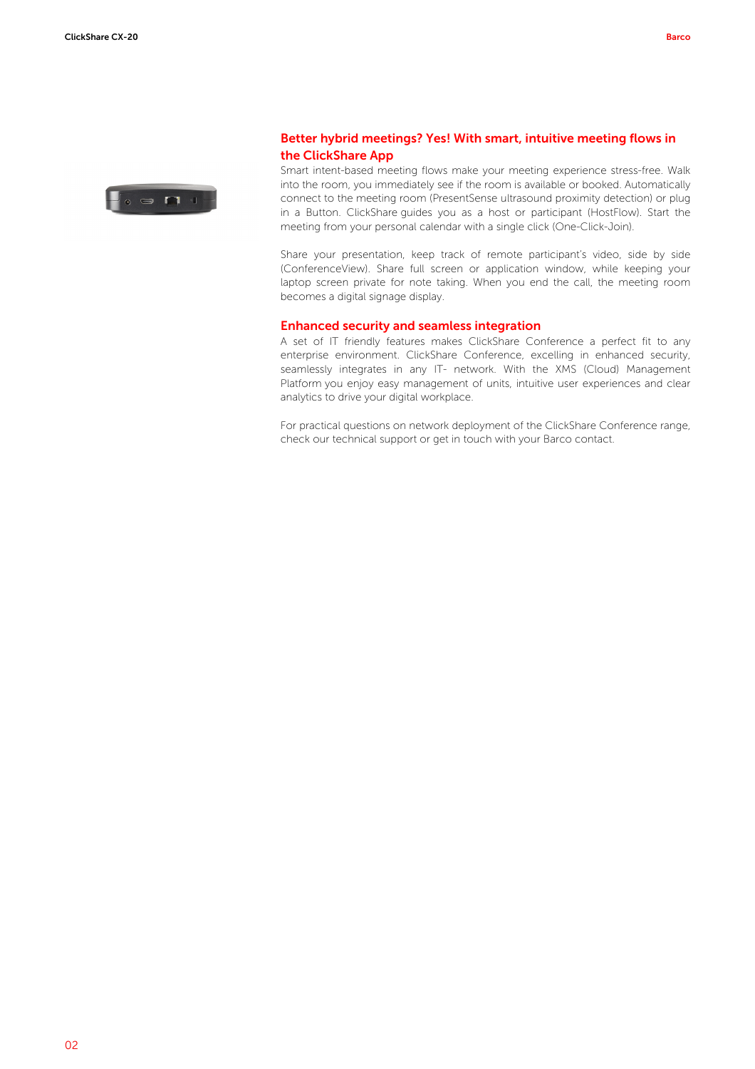## Better hybrid meetings? Yes! With smart, intuitive meeting flows in the ClickShare App

Smart intent-based meeting flows make your meeting experience stress-free. Walk into the room, you immediately see if the room is available or booked. Automatically connect to the meeting room (PresentSense ultrasound proximity detection) or plug in a Button. ClickShare guides you as a host or participant (HostFlow). Start the meeting from your personal calendar with a single click (One-Click-Join).

Share your presentation, keep track of remote participant's video, side by side (ConferenceView). Share full screen or application window, while keeping your laptop screen private for note taking. When you end the call, the meeting room becomes a digital signage display.

## Enhanced security and seamless integration

A set of IT friendly features makes ClickShare Conference a perfect fit to any enterprise environment. ClickShare Conference, excelling in enhanced security, seamlessly integrates in any IT- network. With the XMS (Cloud) Management Platform you enjoy easy management of units, intuitive user experiences and clear analytics to drive your digital workplace.

For practical questions on network deployment of the ClickShare Conference range, check our technical support or get in touch with your Barco contact.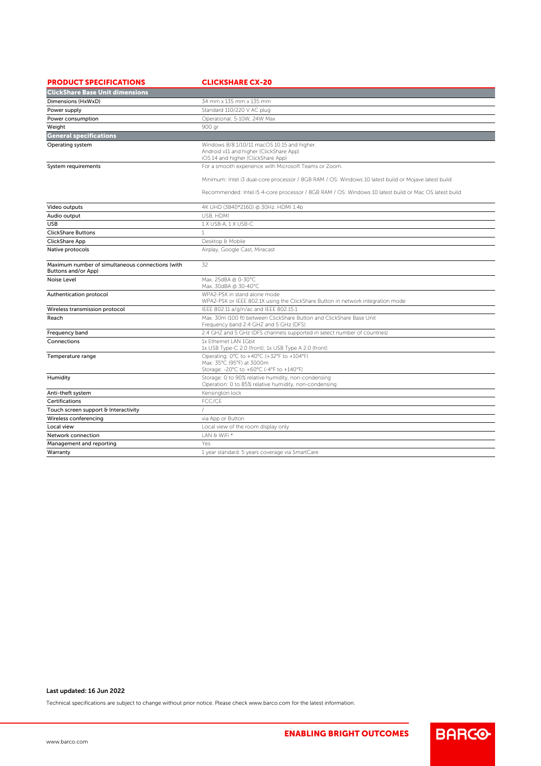| PRODUCT SPECIFICATIONS | CLICKSHARE CX-20 |
|---|---|
| **ClickShare Base Unit dimensions** | |
| Dimensions (HxWxD) | 34 mm x 135 mm x 135 mm |
| Power supply | Standard 110/220 V AC plug |
| Power consumption | Operational: 5-10W, 24W Max |
| Weight | 900 gr |
| **General specifications** | |
| Operating system | Windows 8/8.1/10/11 macOS 10.15 and higher.<br>Android v11 and higher (ClickShare App)<br>iOS 14 and higher (ClickShare App) |
| System requirements | For a smooth experience with Microsoft Teams or Zoom.<br><br>Minimum: Intel i3 dual-core processor / 8GB RAM / OS: Windows 10 latest build or Mojave latest build<br><br>Recommended: Intel i5 4-core processor / 8GB RAM / OS: Windows 10 latest build or Mac OS latest build |
| Video outputs | 4K UHD (3840*2160) @ 30Hz. HDMI 1.4b |
| Audio output | USB, HDMI |
| USB | 1 X USB-A, 1 X USB-C |
| ClickShare Buttons | 1 |
| ClickShare App | Desktop & Mobile |
| Native protocols | Airplay, Google Cast, Miracast |
| Maximum number of simultaneous connections (with Buttons and/or App) | 32 |
| Noise Level | Max. 25dBA @ 0-30°C<br>Max. 30dBA @ 30-40°C |
| Authentication protocol | WPA2-PSK in stand alone mode<br>WPA2-PSK or IEEE 802.1X using the ClickShare Button in network integration mode |
| Wireless transmission protocol | IEEE 802.11 a/g/n/ac and IEEE 802.15.1 |
| Reach | Max. 30m (100 ft) between ClickShare Button and ClickShare Base Unit<br>Frequency band 2.4 GHZ and 5 GHz (DFS) |
| Frequency band | 2.4 GHZ and 5 GHz (DFS channels supported in select number of countries) |
| Connections | 1x Ethernet LAN 1Gbit<br>1x USB Type-C 2.0 (front); 1x USB Type A 2.0 (front) |
| Temperature range | Operating: 0°C to +40°C (+32°F to +104°F)<br>Max: 35°C (95°F) at 3000m<br>Storage: -20°C to +60°C (-4°F to +140°F) |
| Humidity | Storage: 0 to 90% relative humidity, non-condensing<br>Operation: 0 to 85% relative humidity, non-condensing |
| Anti-theft system | Kensington lock |
| Certifications | FCC/CE |
| Touch screen support & Interactivity | / |
| Wireless conferencing | via App or Button |
| Local view | Local view of the room display only |
| Network connection | LAN & WiFi * |
| Management and reporting | Yes |
| Warranty | 1 year standard. 5 years coverage via SmartCare |

**Last updated: 16 Jun 2022**

Technical specifications are subject to change without prior notice. Please check www.barco.com for the latest information.

ENABLING BRIGHT OUTCOMES

www.barco.com